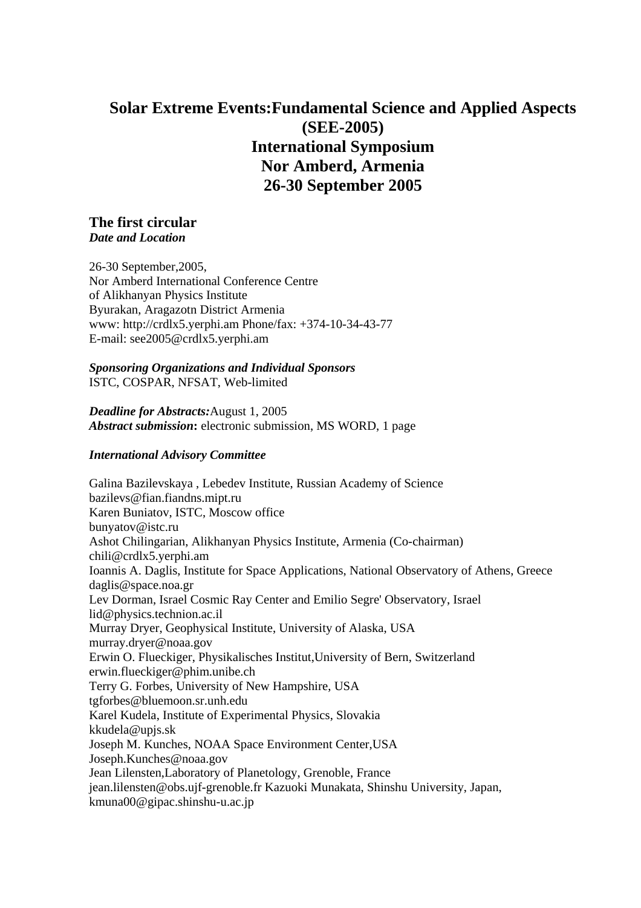# Solar Extreme Events:Fundamental Science and Applied Aspects (SEE-2005) International Symposium Nor Amberd, Armenia 26-30 September 2005

## The first circular

***Date and Location***

26-30 September,2005,
Nor Amberd International Conference Centre
of Alikhanyan Physics Institute
Byurakan, Aragazotn District Armenia
www: http://crdlx5.yerphi.am Phone/fax: +374-10-34-43-77
E-mail: see2005@crdlx5.yerphi.am

***Sponsoring Organizations and Individual Sponsors***
ISTC, COSPAR, NFSAT, Web-limited

***Deadline for Abstracts:*** August 1, 2005
***Abstract submission*:** electronic submission, MS WORD, 1 page

***International Advisory Committee***

Galina Bazilevskaya , Lebedev Institute, Russian Academy of Science
bazilevs@fian.fiandns.mipt.ru
Karen Buniatov, ISTC, Moscow office
bunyatov@istc.ru
Ashot Chilingarian, Alikhanyan Physics Institute, Armenia (Co-chairman)
chili@crdlx5.yerphi.am
Ioannis A. Daglis, Institute for Space Applications, National Observatory of Athens, Greece
daglis@space.noa.gr
Lev Dorman, Israel Cosmic Ray Center and Emilio Segre' Observatory, Israel
lid@physics.technion.ac.il
Murray Dryer, Geophysical Institute, University of Alaska, USA
murray.dryer@noaa.gov
Erwin O. Flueckiger, Physikalisches Institut,University of Bern, Switzerland
erwin.flueckiger@phim.unibe.ch
Terry G. Forbes, University of New Hampshire, USA
tgforbes@bluemoon.sr.unh.edu
Karel Kudela, Institute of Experimental Physics, Slovakia
kkudela@upjs.sk
Joseph M. Kunches, NOAA Space Environment Center,USA
Joseph.Kunches@noaa.gov
Jean Lilensten,Laboratory of Planetology, Grenoble, France
jean.lilensten@obs.ujf-grenoble.fr Kazuoki Munakata, Shinshu University, Japan,
kmuna00@gipac.shinshu-u.ac.jp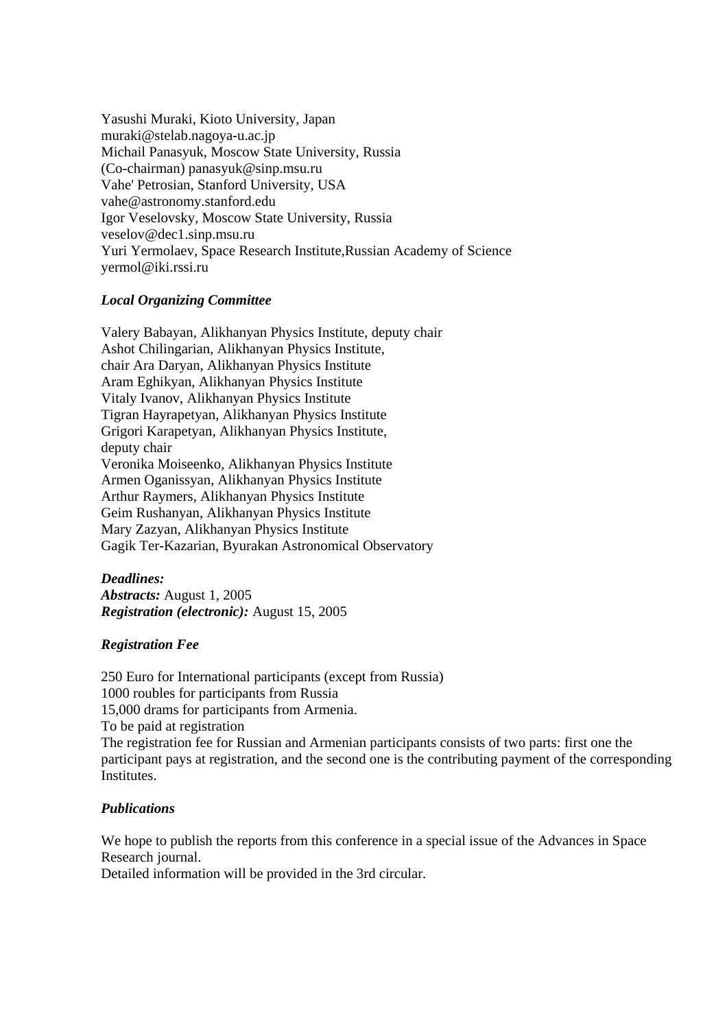Yasushi Muraki, Kioto University, Japan
muraki@stelab.nagoya-u.ac.jp
Michail Panasyuk, Moscow State University, Russia
(Co-chairman) panasyuk@sinp.msu.ru
Vahe' Petrosian, Stanford University, USA
vahe@astronomy.stanford.edu
Igor Veselovsky, Moscow State University, Russia
veselov@dec1.sinp.msu.ru
Yuri Yermolaev, Space Research Institute,Russian Academy of Science
yermol@iki.rssi.ru

***Local Organizing Committee***

Valery Babayan, Alikhanyan Physics Institute, deputy chair
Ashot Chilingarian, Alikhanyan Physics Institute,
chair Ara Daryan, Alikhanyan Physics Institute
Aram Eghikyan, Alikhanyan Physics Institute
Vitaly Ivanov, Alikhanyan Physics Institute
Tigran Hayrapetyan, Alikhanyan Physics Institute
Grigori Karapetyan, Alikhanyan Physics Institute,
deputy chair
Veronika Moiseenko, Alikhanyan Physics Institute
Armen Oganissyan, Alikhanyan Physics Institute
Arthur Raymers, Alikhanyan Physics Institute
Geim Rushanyan, Alikhanyan Physics Institute
Mary Zazyan, Alikhanyan Physics Institute
Gagik Ter-Kazarian, Byurakan Astronomical Observatory

***Deadlines:***
***Abstracts:*** August 1, 2005
***Registration (electronic):*** August 15, 2005

***Registration Fee***

250 Euro for International participants (except from Russia)
1000 roubles for participants from Russia
15,000 drams for participants from Armenia.
To be paid at registration
The registration fee for Russian and Armenian participants consists of two parts: first one the participant pays at registration, and the second one is the contributing payment of the corresponding Institutes.

***Publications***

We hope to publish the reports from this conference in a special issue of the Advances in Space Research journal.
Detailed information will be provided in the 3rd circular.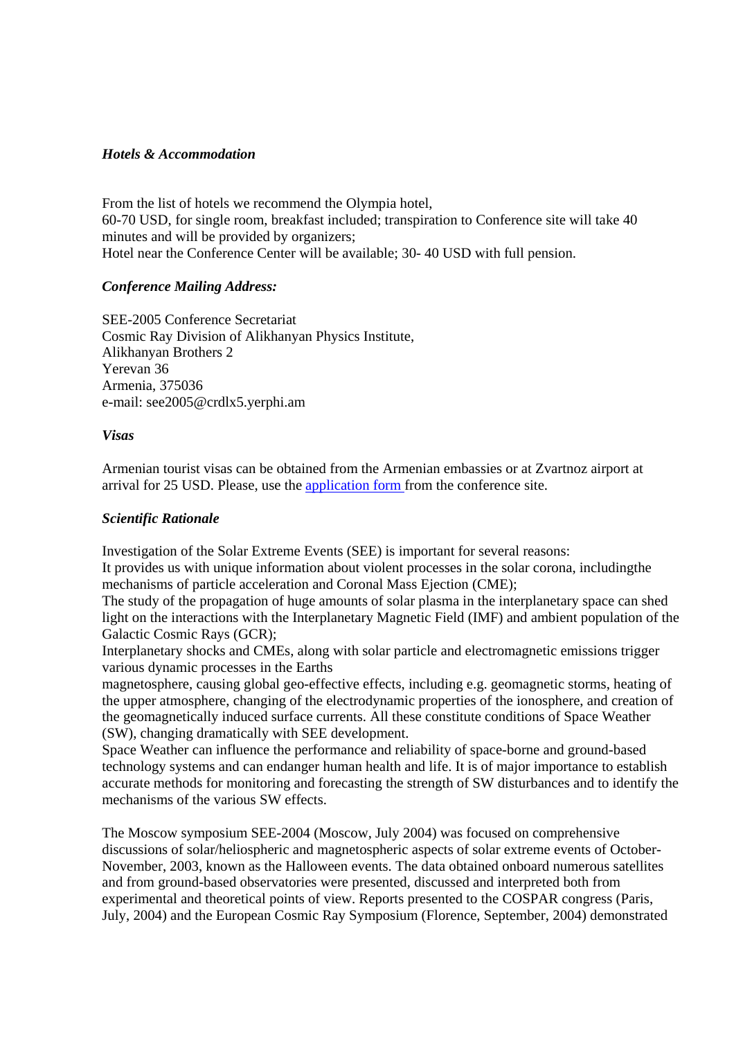***Hotels & Accommodation***

From the list of hotels we recommend the Olympia hotel,
60-70 USD, for single room, breakfast included; transpiration to Conference site will take 40 minutes and will be provided by organizers;
Hotel near the Conference Center will be available; 30- 40 USD with full pension.

***Conference Mailing Address:***

SEE-2005 Conference Secretariat
Cosmic Ray Division of Alikhanyan Physics Institute,
Alikhanyan Brothers 2
Yerevan 36
Armenia, 375036
e-mail: see2005@crdlx5.yerphi.am

***Visas***

Armenian tourist visas can be obtained from the Armenian embassies or at Zvartnoz airport at arrival for 25 USD. Please, use the application form from the conference site.

***Scientific Rationale***

Investigation of the Solar Extreme Events (SEE) is important for several reasons:
It provides us with unique information about violent processes in the solar corona, includingthe mechanisms of particle acceleration and Coronal Mass Ejection (CME);
The study of the propagation of huge amounts of solar plasma in the interplanetary space can shed light on the interactions with the Interplanetary Magnetic Field (IMF) and ambient population of the Galactic Cosmic Rays (GCR);
Interplanetary shocks and CMEs, along with solar particle and electromagnetic emissions trigger various dynamic processes in the Earths
magnetosphere, causing global geo-effective effects, including e.g. geomagnetic storms, heating of the upper atmosphere, changing of the electrodynamic properties of the ionosphere, and creation of the geomagnetically induced surface currents. All these constitute conditions of Space Weather (SW), changing dramatically with SEE development.
Space Weather can influence the performance and reliability of space-borne and ground-based technology systems and can endanger human health and life. It is of major importance to establish accurate methods for monitoring and forecasting the strength of SW disturbances and to identify the mechanisms of the various SW effects.

The Moscow symposium SEE-2004 (Moscow, July 2004) was focused on comprehensive discussions of solar/heliospheric and magnetospheric aspects of solar extreme events of October-November, 2003, known as the Halloween events. The data obtained onboard numerous satellites and from ground-based observatories were presented, discussed and interpreted both from experimental and theoretical points of view. Reports presented to the COSPAR congress (Paris, July, 2004) and the European Cosmic Ray Symposium (Florence, September, 2004) demonstrated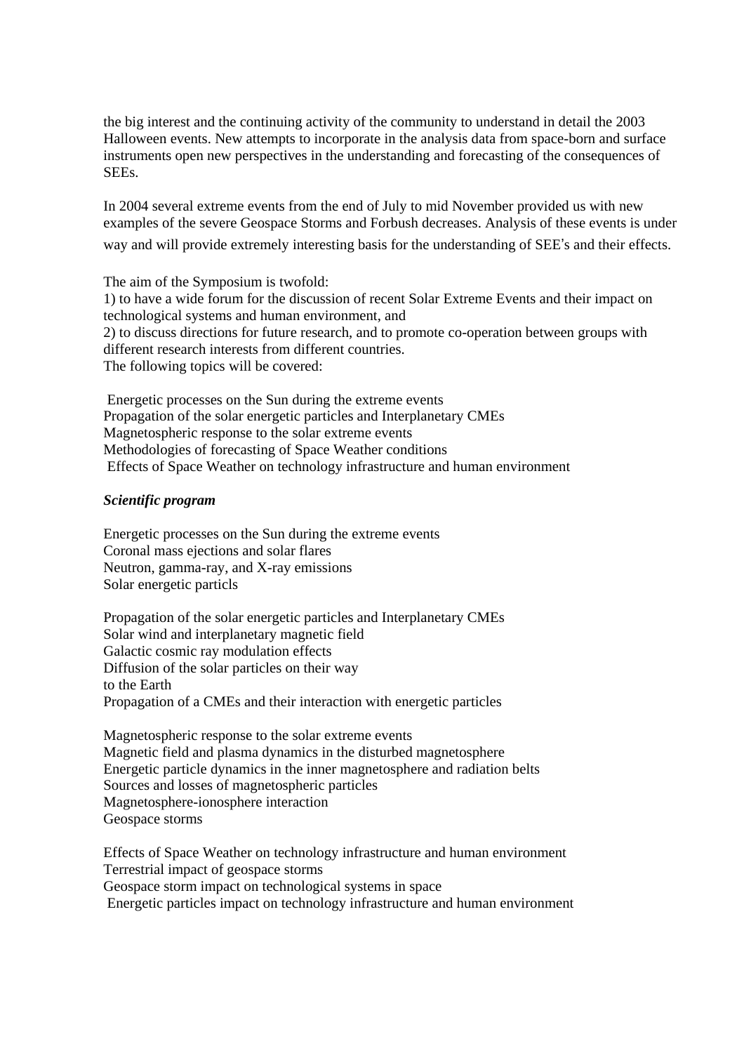the big interest and the continuing activity of the community to understand in detail the 2003 Halloween events. New attempts to incorporate in the analysis data from space-born and surface instruments open new perspectives in the understanding and forecasting of the consequences of SEEs.

In 2004 several extreme events from the end of July to mid November provided us with new examples of the severe Geospace Storms and Forbush decreases. Analysis of these events is under way and will provide extremely interesting basis for the understanding of SEE's and their effects.

The aim of the Symposium is twofold:
1) to have a wide forum for the discussion of recent Solar Extreme Events and their impact on technological systems and human environment, and
2) to discuss directions for future research, and to promote co-operation between groups with different research interests from different countries.
The following topics will be covered:

Energetic processes on the Sun during the extreme events
Propagation of the solar energetic particles and Interplanetary CMEs
Magnetospheric response to the solar extreme events
Methodologies of forecasting of Space Weather conditions
Effects of Space Weather on technology infrastructure and human environment

***Scientific program***

Energetic processes on the Sun during the extreme events
Coronal mass ejections and solar flares
Neutron, gamma-ray, and X-ray emissions
Solar energetic particls

Propagation of the solar energetic particles and Interplanetary CMEs
Solar wind and interplanetary magnetic field
Galactic cosmic ray modulation effects
Diffusion of the solar particles on their way
to the Earth
Propagation of a CMEs and their interaction with energetic particles

Magnetospheric response to the solar extreme events
Magnetic field and plasma dynamics in the disturbed magnetosphere
Energetic particle dynamics in the inner magnetosphere and radiation belts
Sources and losses of magnetospheric particles
Magnetosphere-ionosphere interaction
Geospace storms

Effects of Space Weather on technology infrastructure and human environment
Terrestrial impact of geospace storms
Geospace storm impact on technological systems in space
Energetic particles impact on technology infrastructure and human environment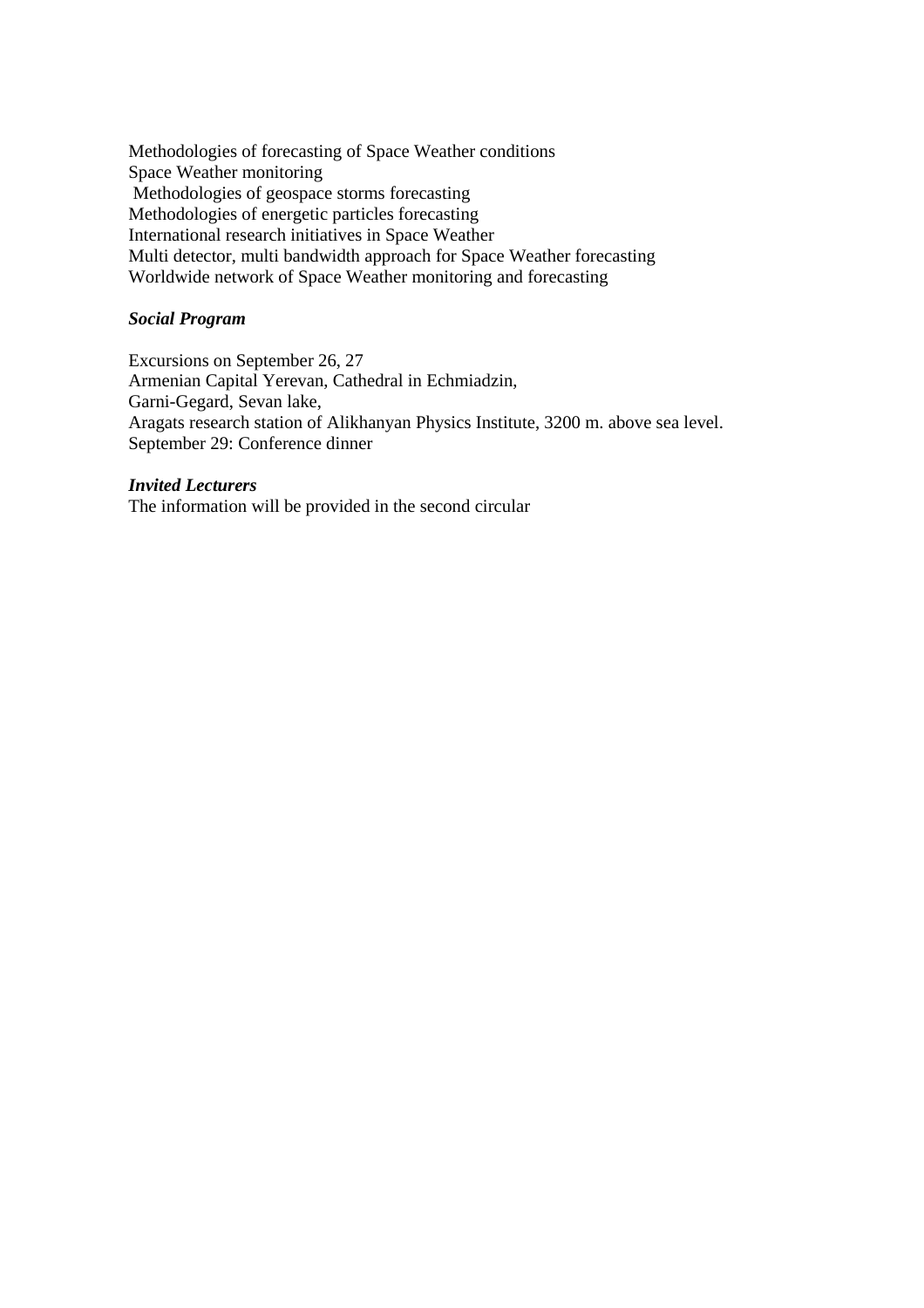Methodologies of forecasting of Space Weather conditions
Space Weather monitoring
Methodologies of geospace storms forecasting
Methodologies of energetic particles forecasting
International research initiatives in Space Weather
Multi detector, multi bandwidth approach for Space Weather forecasting
Worldwide network of Space Weather monitoring and forecasting

***Social Program***

Excursions on September 26, 27
Armenian Capital Yerevan, Cathedral in Echmiadzin,
Garni-Gegard, Sevan lake,
Aragats research station of Alikhanyan Physics Institute, 3200 m. above sea level.
September 29: Conference dinner

***Invited Lecturers***
The information will be provided in the second circular